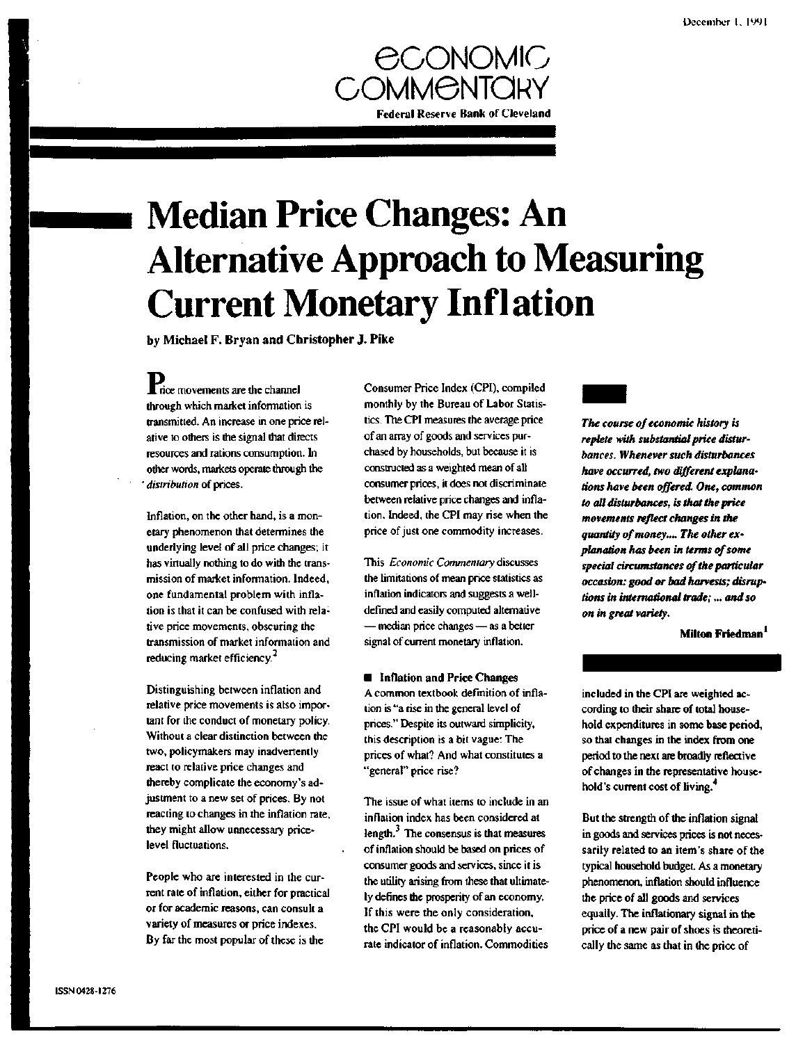December 1, 1991

# Economic Commentary

**Federal Reserve Bank of Cleveland**

# Median Price Changes: An Alternative Approach to Measuring Current Monetary Inflation

**by Michael F. Bryan and Christopher J. Pike**

Price movements are the channel through which market information is transmitted. An increase in one price relative to others is the signal that directs resources and rations consumption. In other words, markets operate through the *distribution* of prices.

Inflation, on the other hand, is a monetary phenomenon that determines the underlying level of all price changes; it has virtually nothing to do with the transmission of market information. Indeed, one fundamental problem with inflation is that it can be confused with relative price movements, obscuring the transmission of market information and reducing market efficiency.[2]

Distinguishing between inflation and relative price movements is also important for the conduct of monetary policy. Without a clear distinction between the two, policymakers may inadvertently react to relative price changes and thereby complicate the economy's adjustment to a new set of prices. By not reacting to changes in the inflation rate, they might allow unnecessary price-level fluctuations.

People who are interested in the current rate of inflation, either for practical or for academic reasons, can consult a variety of measures or price indexes. By far the most popular of these is the Consumer Price Index (CPI), compiled monthly by the Bureau of Labor Statistics. The CPI measures the average price of an array of goods and services purchased by households, but because it is constructed as a weighted mean of all consumer prices, it does not discriminate between relative price changes and inflation. Indeed, the CPI may rise when the price of just one commodity increases.

This *Economic Commentary* discusses the limitations of mean price statistics as inflation indicators and suggests a well-defined and easily computed alternative — median price changes — as a better signal of current monetary inflation.

> ***The course of economic history is replete with substantial price disturbances. Whenever such disturbances have occurred, two different explanations have been offered. One, common to all disturbances, is that the price movements reflect changes in the quantity of money.... The other explanation has been in terms of some special circumstances of the particular occasion: good or bad harvests; disruptions in international trade; ... and so on in great variety.***
>
> **Milton Friedman[1]**

### Inflation and Price Changes

A common textbook definition of inflation is "a rise in the general level of prices." Despite its outward simplicity, this description is a bit vague: The prices of what? And what constitutes a "general" price rise?

The issue of what items to include in an inflation index has been considered at length.[3] The consensus is that measures of inflation should be based on prices of consumer goods and services, since it is the utility arising from these that ultimately defines the prosperity of an economy. If this were the only consideration, the CPI would be a reasonably accurate indicator of inflation. Commodities included in the CPI are weighted according to their share of total household expenditures in some base period, so that changes in the index from one period to the next are broadly reflective of changes in the representative household's current cost of living.[4]

But the strength of the inflation signal in goods and services prices is not necessarily related to an item's share of the typical household budget. As a monetary phenomenon, inflation should influence the price of all goods and services equally. The inflationary signal in the price of a new pair of shoes is theoretically the same as that in the price of

ISSN 0428-1276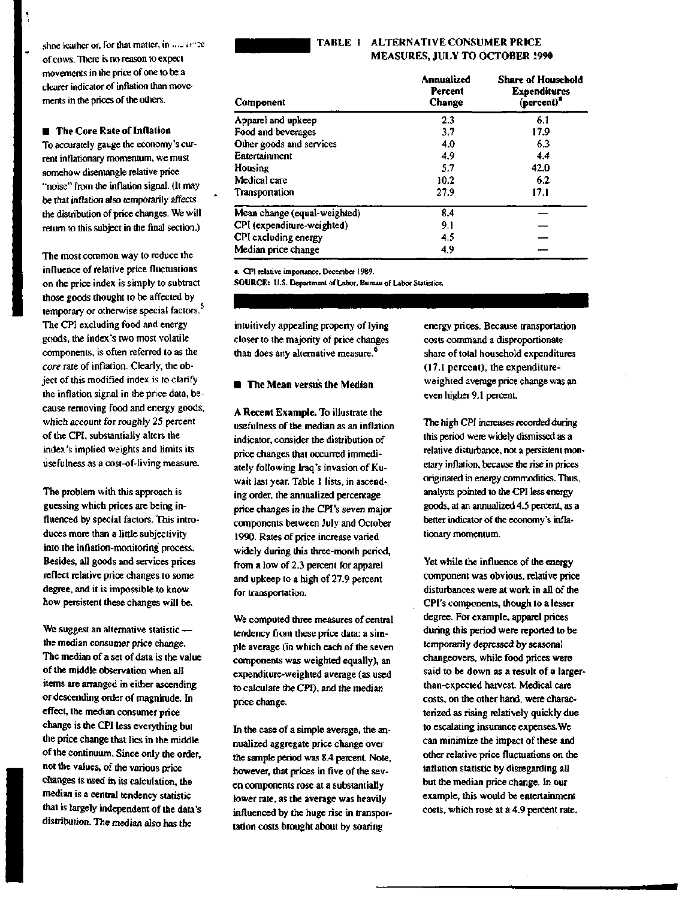shoe leather or, for that matter, in the price of cows. There is no reason to expect movements in the price of one to be a clearer indicator of inflation than movements in the prices of the others.

## The Core Rate of Inflation

To accurately gauge the economy's current inflationary momentum, we must somehow disentangle relative price "noise" from the inflation signal. (It may be that inflation also temporarily affects the distribution of price changes. We will return to this subject in the final section.)

The most common way to reduce the influence of relative price fluctuations on the price index is simply to subtract those goods thought to be affected by temporary or otherwise special factors.[5] The CPI excluding food and energy goods, the index's two most volatile components, is often referred to as the *core* rate of inflation. Clearly, the object of this modified index is to clarify the inflation signal in the price data, because removing food and energy goods, which account for roughly 25 percent of the CPI, substantially alters the index's implied weights and limits its usefulness as a cost-of-living measure.

The problem with this approach is guessing which prices are being influenced by special factors. This introduces more than a little subjectivity into the inflation-monitoring process. Besides, all goods and services prices reflect relative price changes to some degree, and it is impossible to know how persistent these changes will be.

We suggest an alternative statistic — the median consumer price change. The median of a set of data is the value of the middle observation when all items are arranged in either ascending or descending order of magnitude. In effect, the median consumer price change is the CPI less everything but the price change that lies in the middle of the continuum. Since only the order, not the values, of the various price changes is used in its calculation, the median is a central tendency statistic that is largely independent of the data's distribution. The median also has the intuitively appealing property of lying closer to the majority of price changes than does any alternative measure.[6]

**TABLE 1 ALTERNATIVE CONSUMER PRICE MEASURES, JULY TO OCTOBER 1990**

| Component | Annualized Percent Change | Share of Household Expenditures (percent)[a] |
|---|---|---|
| Apparel and upkeep | 2.3 | 6.1 |
| Food and beverages | 3.7 | 17.9 |
| Other goods and services | 4.0 | 6.3 |
| Entertainment | 4.9 | 4.4 |
| Housing | 5.7 | 42.0 |
| Medical care | 10.2 | 6.2 |
| Transportation | 27.9 | 17.1 |
| Mean change (equal-weighted) | 8.4 | — |
| CPI (expenditure-weighted) | 9.1 | — |
| CPI excluding energy | 4.5 | — |
| Median price change | 4.9 | — |

a. CPI relative importance, December 1989.

SOURCE: U.S. Department of Labor, Bureau of Labor Statistics.

## The Mean versus the Median

**A Recent Example.** To illustrate the usefulness of the median as an inflation indicator, consider the distribution of price changes that occurred immediately following Iraq's invasion of Kuwait last year. Table 1 lists, in ascending order, the annualized percentage price changes in the CPI's seven major components between July and October 1990. Rates of price increase varied widely during this three-month period, from a low of 2.3 percent for apparel and upkeep to a high of 27.9 percent for transportation.

We computed three measures of central tendency from these price data: a simple average (in which each of the seven components was weighted equally), an expenditure-weighted average (as used to calculate the CPI), and the median price change.

In the case of a simple average, the annualized aggregate price change over the sample period was 8.4 percent. Note, however, that prices in five of the seven components rose at a substantially lower rate, as the average was heavily influenced by the huge rise in transportation costs brought about by soaring energy prices. Because transportation costs command a disproportionate share of total household expenditures (17.1 percent), the expenditure-weighted average price change was an even higher 9.1 percent.

The high CPI increases recorded during this period were widely dismissed as a relative disturbance, not a persistent monetary inflation, because the rise in prices originated in energy commodities. Thus, analysts pointed to the CPI less energy goods, at an annualized 4.5 percent, as a better indicator of the economy's inflationary momentum.

Yet while the influence of the energy component was obvious, relative price disturbances were at work in all of the CPI's components, though to a lesser degree. For example, apparel prices during this period were reported to be temporarily depressed by seasonal changeovers, while food prices were said to be down as a result of a larger-than-expected harvest. Medical care costs, on the other hand, were characterized as rising relatively quickly due to escalating insurance expenses. We can minimize the impact of these and other relative price fluctuations on the inflation statistic by disregarding all but the median price change. In our example, this would be entertainment costs, which rose at a 4.9 percent rate.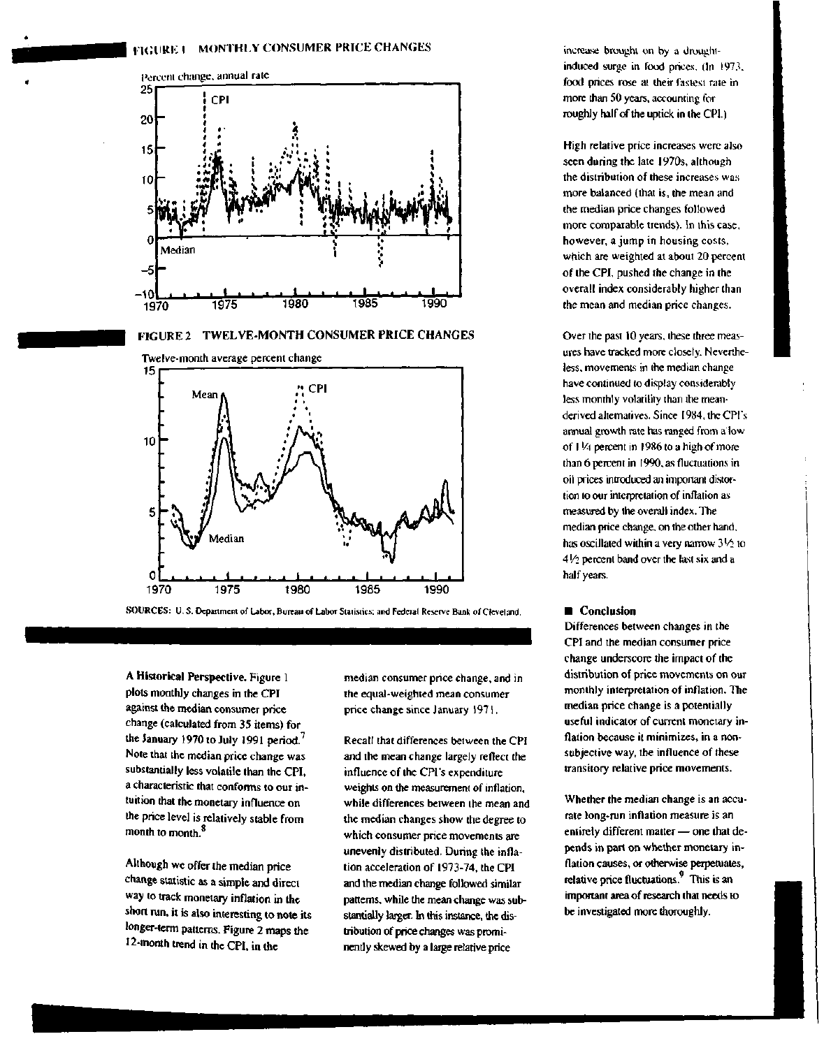**FIGURE 1 MONTHLY CONSUMER PRICE CHANGES**

**FIGURE 2 TWELVE-MONTH CONSUMER PRICE CHANGES**

SOURCES: U. S. Department of Labor, Bureau of Labor Statistics; and Federal Reserve Bank of Cleveland.

**A Historical Perspective.** Figure 1 plots monthly changes in the CPI against the median consumer price change (calculated from 35 items) for the January 1970 to July 1991 period.[7] Note that the median price change was substantially less volatile than the CPI, a characteristic that conforms to our intuition that the monetary influence on the price level is relatively stable from month to month.[8]

Although we offer the median price change statistic as a simple and direct way to track monetary inflation in the short run, it is also interesting to note its longer-term patterns. Figure 2 maps the 12-month trend in the CPI, in the median consumer price change, and in the equal-weighted mean consumer price change since January 1971.

Recall that differences between the CPI and the mean change largely reflect the influence of the CPI's expenditure weights on the measurement of inflation, while differences between the mean and the median changes show the degree to which consumer price movements are unevenly distributed. During the inflation acceleration of 1973-74, the CPI and the median change followed similar patterns, while the mean change was substantially larger. In this instance, the distribution of price changes was prominently skewed by a large relative price increase brought on by a drought-induced surge in food prices. (In 1973, food prices rose at their fastest rate in more than 50 years, accounting for roughly half of the uptick in the CPI.)

High relative price increases were also seen during the late 1970s, although the distribution of these increases was more balanced (that is, the mean and the median price changes followed more comparable trends). In this case, however, a jump in housing costs, which are weighted at about 20 percent of the CPI, pushed the change in the overall index considerably higher than the mean and median price changes.

Over the past 10 years, these three measures have tracked more closely. Nevertheless, movements in the median change have continued to display considerably less monthly volatility than the mean-derived alternatives. Since 1984, the CPI's annual growth rate has ranged from a low of 1 1/4 percent in 1986 to a high of more than 6 percent in 1990, as fluctuations in oil prices introduced an important distortion to our interpretation of inflation as measured by the overall index. The median price change, on the other hand, has oscillated within a very narrow 3 1/2 to 4 1/2 percent band over the last six and a half years.

## Conclusion

Differences between changes in the CPI and the median consumer price change underscore the impact of the distribution of price movements on our monthly interpretation of inflation. The median price change is a potentially useful indicator of current monetary inflation because it minimizes, in a nonsubjective way, the influence of these transitory relative price movements.

Whether the median change is an accurate long-run inflation measure is an entirely different matter — one that depends in part on whether monetary inflation causes, or otherwise perpetuates, relative price fluctuations.[9] This is an important area of research that needs to be investigated more thoroughly.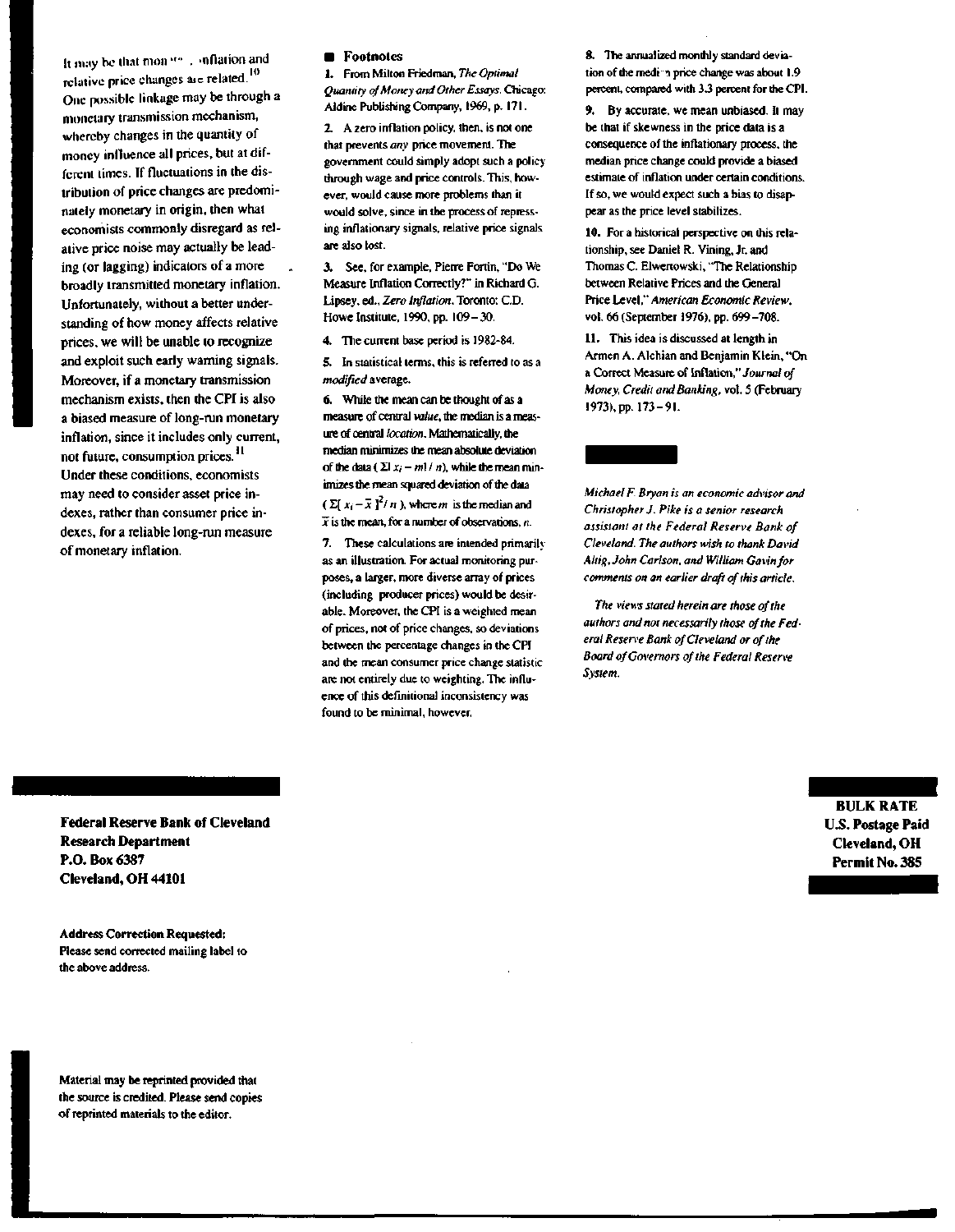It may be that mon··· . ·nflation and relative price changes are related.[10] One possible linkage may be through a monetary transmission mechanism, whereby changes in the quantity of money influence all prices, but at different times. If fluctuations in the distribution of price changes are predominately monetary in origin, then what economists commonly disregard as relative price noise may actually be leading (or lagging) indicators of a more broadly transmitted monetary inflation. Unfortunately, without a better understanding of how money affects relative prices, we will be unable to recognize and exploit such early warning signals. Moreover, if a monetary transmission mechanism exists, then the CPI is also a biased measure of long-run monetary inflation, since it includes only current, not future, consumption prices.[11] Under these conditions, economists may need to consider asset price indexes, rather than consumer price indexes, for a reliable long-run measure of monetary inflation.

## Footnotes

1. From Milton Friedman, *The Optimal Quantity of Money and Other Essays.* Chicago: Aldine Publishing Company, 1969, p. 171.

2. A zero inflation policy, then, is not one that prevents *any* price movement. The government could simply adopt such a policy through wage and price controls. This, however, would cause more problems than it would solve, since in the process of repressing inflationary signals, relative price signals are also lost.

3. See, for example, Pierre Fortin, "Do We Measure Inflation Correctly?" in Richard G. Lipsey, ed., *Zero Inflation.* Toronto: C.D. Howe Institute, 1990, pp. 109–30.

4. The current base period is 1982-84.

5. In statistical terms, this is referred to as a *modified* average.

6. While the mean can be thought of as a measure of central *value*, the median is a measure of central *location*. Mathematically, the median minimizes the mean absolute deviation of the data ( $\Sigma| x_i - m| / n$), while the mean minimizes the mean squared deviation of the data ( $\Sigma[ x_i - \bar{x} ]^2 / n$ ), where $m$ is the median and $\bar{x}$ is the mean, for a number of observations, $n$.

7. These calculations are intended primarily as an illustration. For actual monitoring purposes, a larger, more diverse array of prices (including producer prices) would be desirable. Moreover, the CPI is a weighted mean of prices, not of price changes, so deviations between the percentage changes in the CPI and the mean consumer price change statistic are not entirely due to weighting. The influence of this definitional inconsistency was found to be minimal, however.

8. The annualized monthly standard deviation of the medi·n price change was about 1.9 percent, compared with 3.3 percent for the CPI.

9. By accurate, we mean unbiased. It may be that if skewness in the price data is a consequence of the inflationary process, the median price change could provide a biased estimate of inflation under certain conditions. If so, we would expect such a bias to disappear as the price level stabilizes.

10. For a historical perspective on this relationship, see Daniel R. Vining, Jr. and Thomas C. Elwertowski, "The Relationship between Relative Prices and the General Price Level," *American Economic Review*, vol. 66 (September 1976), pp. 699–708.

11. This idea is discussed at length in Armen A. Alchian and Benjamin Klein, "On a Correct Measure of Inflation," *Journal of Money, Credit and Banking*, vol. 5 (February 1973), pp. 173–91.

*Michael F. Bryan is an economic advisor and Christopher J. Pike is a senior research assistant at the Federal Reserve Bank of Cleveland. The authors wish to thank David Altig, John Carlson, and William Gavin for comments on an earlier draft of this article.*

*The views stated herein are those of the authors and not necessarily those of the Federal Reserve Bank of Cleveland or of the Board of Governors of the Federal Reserve System.*

**Federal Reserve Bank of Cleveland**
**Research Department**
**P.O. Box 6387**
**Cleveland, OH 44101**

**Address Correction Requested:**
Please send corrected mailing label to the above address.

**BULK RATE**
**U.S. Postage Paid**
**Cleveland, OH**
**Permit No. 385**

Material may be reprinted provided that the source is credited. Please send copies of reprinted materials to the editor.